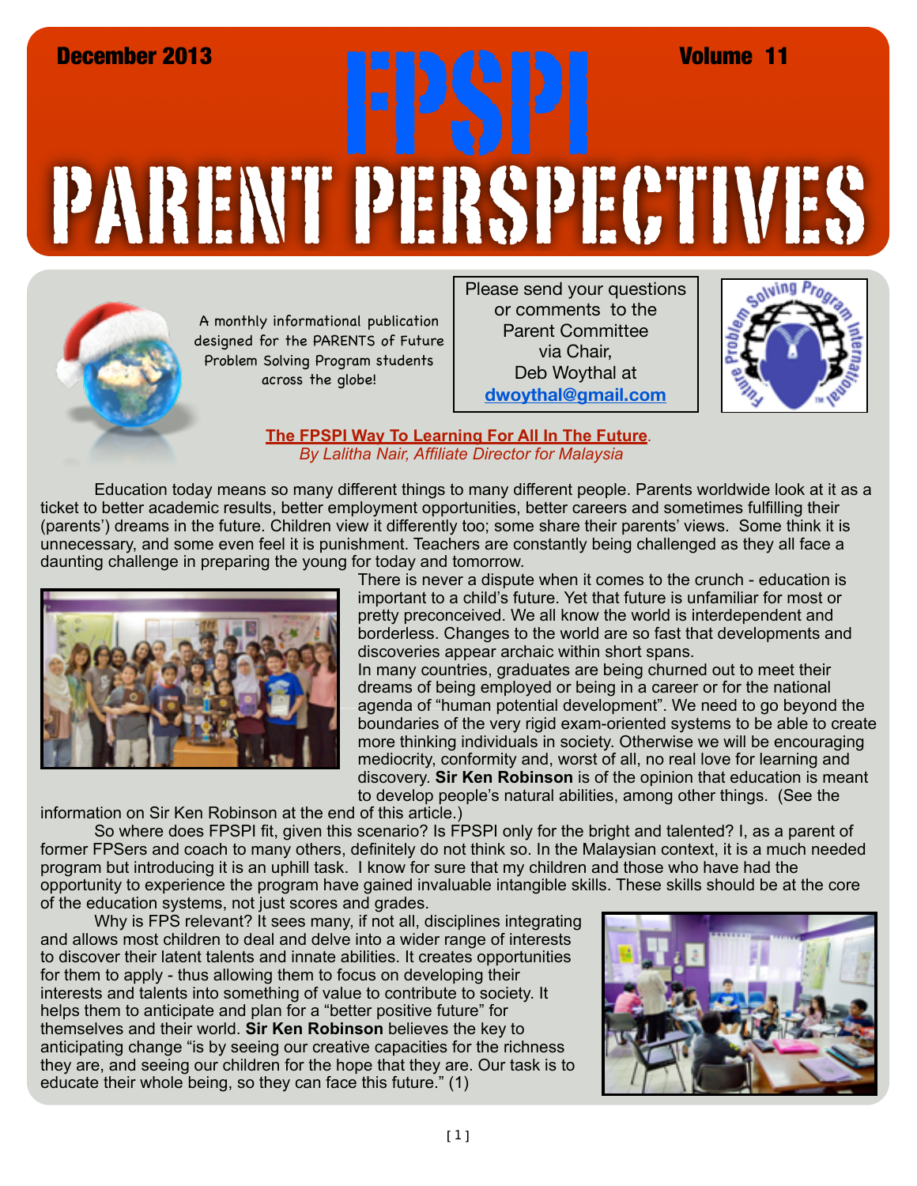December 2013 | Volume 11

# FPSPI PARENT PERSPECTIVES

A monthly informational publication designed for the PARENTS of Future Problem Solving Program students across the globe!

Please send your questions or comments to the Parent Committee via Chair, Deb Woythal at **dwoythal@gmail.com**

## The FPSPI Way To Learning For All In The Future.

*By Lalitha Nair, Affiliate Director for Malaysia*

Education today means so many different things to many different people. Parents worldwide look at it as a ticket to better academic results, better employment opportunities, better careers and sometimes fulfilling their (parents') dreams in the future. Children view it differently too; some share their parents' views. Some think it is unnecessary, and some even feel it is punishment. Teachers are constantly being challenged as they all face a daunting challenge in preparing the young for today and tomorrow.

There is never a dispute when it comes to the crunch - education is important to a child's future. Yet that future is unfamiliar for most or pretty preconceived. We all know the world is interdependent and borderless. Changes to the world are so fast that developments and discoveries appear archaic within short spans.

In many countries, graduates are being churned out to meet their dreams of being employed or being in a career or for the national agenda of "human potential development". We need to go beyond the boundaries of the very rigid exam-oriented systems to be able to create more thinking individuals in society. Otherwise we will be encouraging mediocrity, conformity and, worst of all, no real love for learning and discovery. **Sir Ken Robinson** is of the opinion that education is meant to develop people's natural abilities, among other things. (See the information on Sir Ken Robinson at the end of this article.)

So where does FPSPI fit, given this scenario? Is FPSPI only for the bright and talented? I, as a parent of former FPSers and coach to many others, definitely do not think so. In the Malaysian context, it is a much needed program but introducing it is an uphill task. I know for sure that my children and those who have had the opportunity to experience the program have gained invaluable intangible skills. These skills should be at the core of the education systems, not just scores and grades.

Why is FPS relevant? It sees many, if not all, disciplines integrating and allows most children to deal and delve into a wider range of interests to discover their latent talents and innate abilities. It creates opportunities for them to apply - thus allowing them to focus on developing their interests and talents into something of value to contribute to society. It helps them to anticipate and plan for a "better positive future" for themselves and their world. **Sir Ken Robinson** believes the key to anticipating change "is by seeing our creative capacities for the richness they are, and seeing our children for the hope that they are. Our task is to educate their whole being, so they can face this future." (1)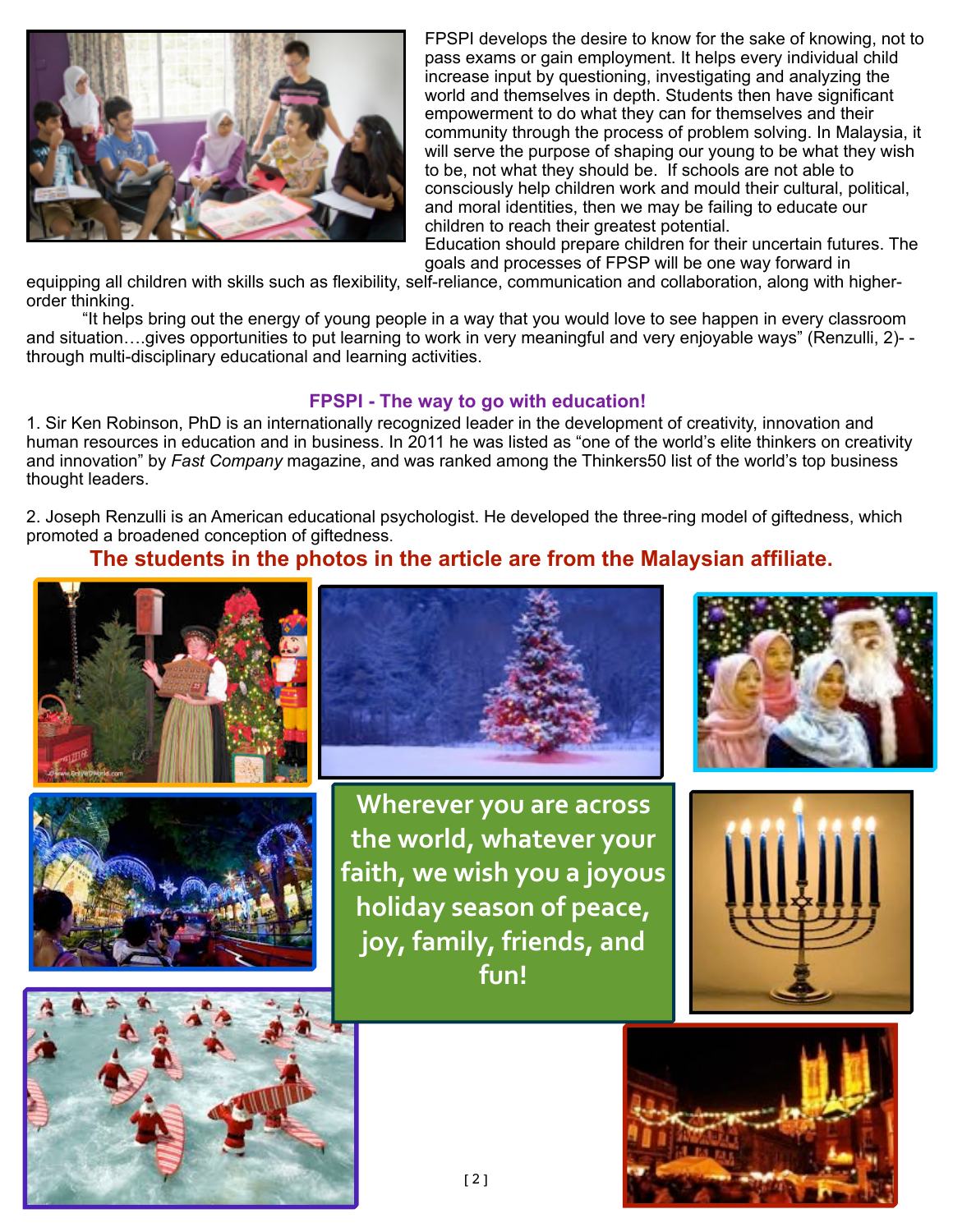FPSPI develops the desire to know for the sake of knowing, not to pass exams or gain employment. It helps every individual child increase input by questioning, investigating and analyzing the world and themselves in depth. Students then have significant empowerment to do what they can for themselves and their community through the process of problem solving. In Malaysia, it will serve the purpose of shaping our young to be what they wish to be, not what they should be. If schools are not able to consciously help children work and mould their cultural, political, and moral identities, then we may be failing to educate our children to reach their greatest potential.

Education should prepare children for their uncertain futures. The goals and processes of FPSP will be one way forward in equipping all children with skills such as flexibility, self-reliance, communication and collaboration, along with higher-order thinking.

"It helps bring out the energy of young people in a way that you would love to see happen in every classroom and situation….gives opportunities to put learning to work in very meaningful and very enjoyable ways" (Renzulli, 2)- -through multi-disciplinary educational and learning activities.

**FPSPI - The way to go with education!**

1. Sir Ken Robinson, PhD is an internationally recognized leader in the development of creativity, innovation and human resources in education and in business. In 2011 he was listed as "one of the world's elite thinkers on creativity and innovation" by *Fast Company* magazine, and was ranked among the Thinkers50 list of the world's top business thought leaders.

2. Joseph Renzulli is an American educational psychologist. He developed the three-ring model of giftedness, which promoted a broadened conception of giftedness.

**The students in the photos in the article are from the Malaysian affiliate.**

**Wherever you are across the world, whatever your faith, we wish you a joyous holiday season of peace, joy, family, friends, and fun!**